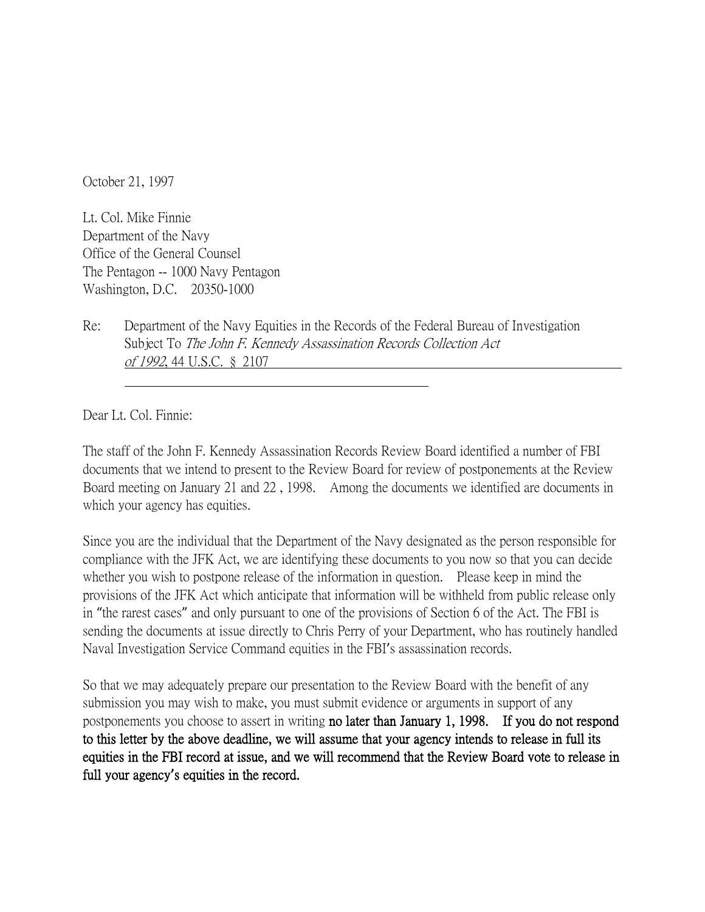October 21, 1997

Lt. Col. Mike Finnie
Department of the Navy
Office of the General Counsel
The Pentagon -- 1000 Navy Pentagon
Washington, D.C. 20350-1000

Re: Department of the Navy Equities in the Records of the Federal Bureau of Investigation Subject To *The John F. Kennedy Assassination Records Collection Act of 1992*, 44 U.S.C. § 2107

Dear Lt. Col. Finnie:

The staff of the John F. Kennedy Assassination Records Review Board identified a number of FBI documents that we intend to present to the Review Board for review of postponements at the Review Board meeting on January 21 and 22 , 1998. Among the documents we identified are documents in which your agency has equities.

Since you are the individual that the Department of the Navy designated as the person responsible for compliance with the JFK Act, we are identifying these documents to you now so that you can decide whether you wish to postpone release of the information in question. Please keep in mind the provisions of the JFK Act which anticipate that information will be withheld from public release only in "the rarest cases" and only pursuant to one of the provisions of Section 6 of the Act. The FBI is sending the documents at issue directly to Chris Perry of your Department, who has routinely handled Naval Investigation Service Command equities in the FBI's assassination records.

So that we may adequately prepare our presentation to the Review Board with the benefit of any submission you may wish to make, you must submit evidence or arguments in support of any postponements you choose to assert in writing **no later than January 1, 1998. If you do not respond to this letter by the above deadline, we will assume that your agency intends to release in full its equities in the FBI record at issue, and we will recommend that the Review Board vote to release in full your agency's equities in the record.**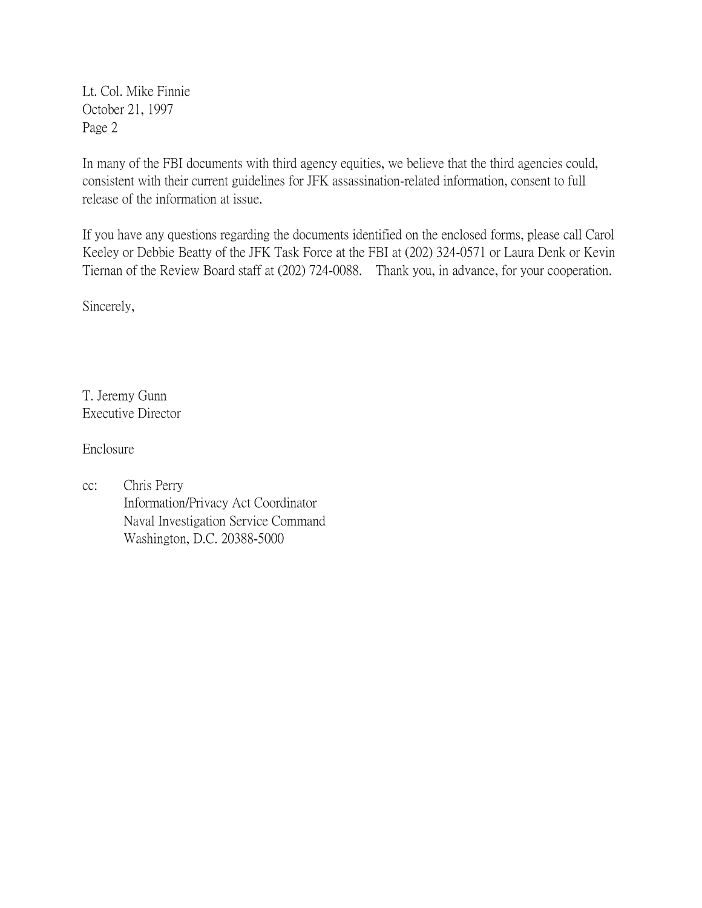Lt. Col. Mike Finnie
October 21, 1997
Page 2

In many of the FBI documents with third agency equities, we believe that the third agencies could, consistent with their current guidelines for JFK assassination-related information, consent to full release of the information at issue.

If you have any questions regarding the documents identified on the enclosed forms, please call Carol Keeley or Debbie Beatty of the JFK Task Force at the FBI at (202) 324-0571 or Laura Denk or Kevin Tiernan of the Review Board staff at (202) 724-0088. Thank you, in advance, for your cooperation.

Sincerely,

T. Jeremy Gunn
Executive Director

Enclosure

cc: Chris Perry
Information/Privacy Act Coordinator
Naval Investigation Service Command
Washington, D.C. 20388-5000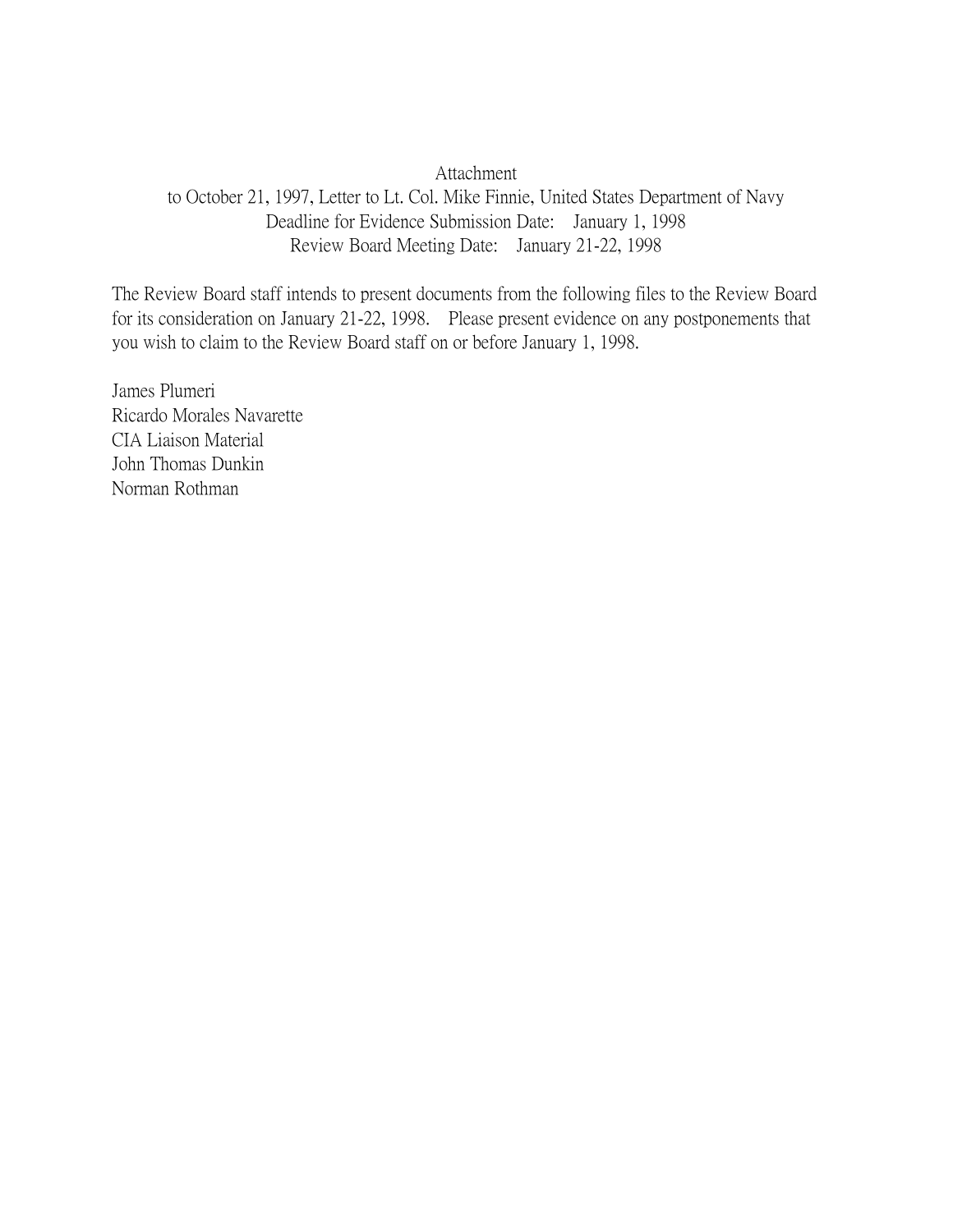Attachment

to October 21, 1997, Letter to Lt. Col. Mike Finnie, United States Department of Navy

Deadline for Evidence Submission Date: January 1, 1998

Review Board Meeting Date: January 21-22, 1998

The Review Board staff intends to present documents from the following files to the Review Board for its consideration on January 21-22, 1998. Please present evidence on any postponements that you wish to claim to the Review Board staff on or before January 1, 1998.

James Plumeri
Ricardo Morales Navarette
CIA Liaison Material
John Thomas Dunkin
Norman Rothman